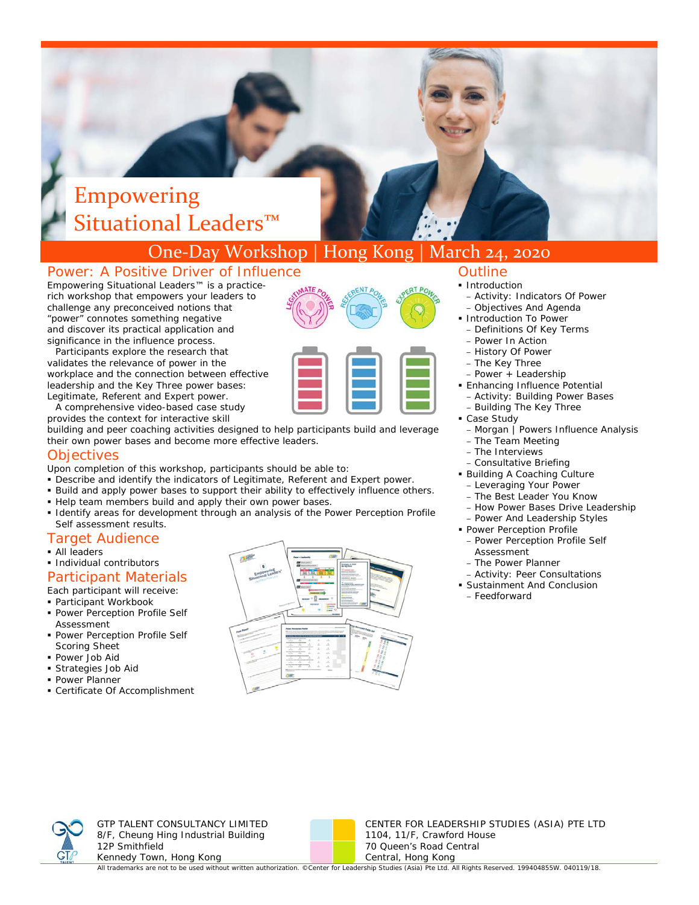# Empowering Situational Leaders™

## One-Day Workshop | Hong Kong | March 24, 2020

## Power: A Positive Driver of Influence

Empowering Situational Leaders™ is a practice-rich workshop that empowers your leaders to challenge any preconceived notions that "power" connotes something negative and discover its practical application and significance in the influence process.

Participants explore the research that validates the relevance of power in the workplace and the connection between effective leadership and the Key Three power bases: Legitimate, Referent and Expert power.

A comprehensive video-based case study provides the context for interactive skill building and peer coaching activities designed to help participants build and leverage their own power bases and become more effective leaders.

## Objectives

Upon completion of this workshop, participants should be able to:

- Describe and identify the indicators of Legitimate, Referent and Expert power.
- Build and apply power bases to support their ability to effectively influence others.
- Help team members build and apply their own power bases.
- Identify areas for development through an analysis of the Power Perception Profile Self assessment results.

## Target Audience

- All leaders
- Individual contributors

## Participant Materials

Each participant will receive:

- Participant Workbook
- Power Perception Profile Self Assessment
- Power Perception Profile Self Scoring Sheet
- Power Job Aid
- Strategies Job Aid
- Power Planner
- Certificate Of Accomplishment

## Outline

- Introduction
  - Activity: Indicators Of Power
  - Objectives And Agenda
- Introduction To Power
  - Definitions Of Key Terms
  - Power In Action
  - History Of Power
  - The Key Three
  - Power + Leadership
- Enhancing Influence Potential
  - Activity: Building Power Bases
  - Building The Key Three
- Case Study
  - Morgan | Powers Influence Analysis
  - The Team Meeting
  - The Interviews
  - Consultative Briefing
- Building A Coaching Culture
  - Leveraging Your Power
  - The Best Leader You Know
  - How Power Bases Drive Leadership
  - Power And Leadership Styles
- Power Perception Profile
  - Power Perception Profile Self Assessment
  - The Power Planner
  - Activity: Peer Consultations
- Sustainment And Conclusion
  - Feedforward

GTP TALENT CONSULTANCY LIMITED
8/F, Cheung Hing Industrial Building
12P Smithfield
Kennedy Town, Hong Kong

CENTER FOR LEADERSHIP STUDIES (ASIA) PTE LTD
1104, 11/F, Crawford House
70 Queen's Road Central
Central, Hong Kong

All trademarks are not to be used without written authorization. ©Center for Leadership Studies (Asia) Pte Ltd. All Rights Reserved. 199404855W. 040119/18.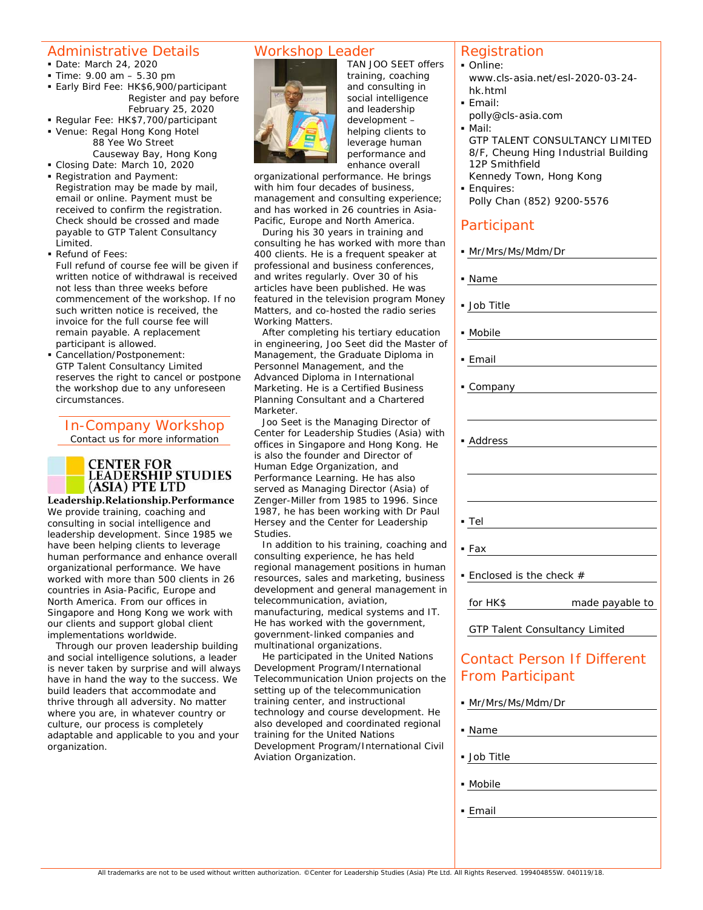## Administrative Details

- Date: March 24, 2020
- Time: 9.00 am – 5.30 pm
- Early Bird Fee: HK$6,900/participant
  Register and pay before February 25, 2020
- Regular Fee: HK$7,700/participant
- Venue: Regal Hong Kong Hotel
  88 Yee Wo Street
  Causeway Bay, Hong Kong
- Closing Date: March 10, 2020
- Registration and Payment:
  Registration may be made by mail, email or online. Payment must be received to confirm the registration. Check should be crossed and made payable to GTP Talent Consultancy Limited.
- Refund of Fees:
  Full refund of course fee will be given if written notice of withdrawal is received not less than three weeks before commencement of the workshop. If no such written notice is received, the invoice for the full course fee will remain payable. A replacement participant is allowed.
- Cancellation/Postponement:
  GTP Talent Consultancy Limited reserves the right to cancel or postpone the workshop due to any unforeseen circumstances.

## In-Company Workshop

Contact us for more information

**CENTER FOR LEADERSHIP STUDIES (ASIA) PTE LTD**

**Leadership.Relationship.Performance**

We provide training, coaching and consulting in social intelligence and leadership development. Since 1985 we have been helping clients to leverage human performance and enhance overall organizational performance. We have worked with more than 500 clients in 26 countries in Asia-Pacific, Europe and North America. From our offices in Singapore and Hong Kong we work with our clients and support global client implementations worldwide.

Through our proven leadership building and social intelligence solutions, a leader is never taken by surprise and will always have in hand the way to the success. We build leaders that accommodate and thrive through all adversity. No matter where you are, in whatever country or culture, our process is completely adaptable and applicable to you and your organization.

## Workshop Leader

TAN JOO SEET offers training, coaching and consulting in social intelligence and leadership development – helping clients to leverage human performance and enhance overall organizational performance. He brings with him four decades of business, management and consulting experience; and has worked in 26 countries in Asia-Pacific, Europe and North America.

During his 30 years in training and consulting he has worked with more than 400 clients. He is a frequent speaker at professional and business conferences, and writes regularly. Over 30 of his articles have been published. He was featured in the television program Money Matters, and co-hosted the radio series Working Matters.

After completing his tertiary education in engineering, Joo Seet did the Master of Management, the Graduate Diploma in Personnel Management, and the Advanced Diploma in International Marketing. He is a Certified Business Planning Consultant and a Chartered Marketer.

Joo Seet is the Managing Director of Center for Leadership Studies (Asia) with offices in Singapore and Hong Kong. He is also the founder and Director of Human Edge Organization, and Performance Learning. He has also served as Managing Director (Asia) of Zenger-Miller from 1985 to 1996. Since 1987, he has been working with Dr Paul Hersey and the Center for Leadership Studies.

In addition to his training, coaching and consulting experience, he has held regional management positions in human resources, sales and marketing, business development and general management in telecommunication, aviation, manufacturing, medical systems and IT. He has worked with the government, government-linked companies and multinational organizations.

He participated in the United Nations Development Program/International Telecommunication Union projects on the setting up of the telecommunication training center, and instructional technology and course development. He also developed and coordinated regional training for the United Nations Development Program/International Civil Aviation Organization.

## Registration

- Online:
  www.cls-asia.net/esl-2020-03-24-hk.html
- Email:
  polly@cls-asia.com
- Mail:
  GTP TALENT CONSULTANCY LIMITED
  8/F, Cheung Hing Industrial Building
  12P Smithfield
  Kennedy Town, Hong Kong
- Enquires:
  Polly Chan (852) 9200-5576

## Participant

- Mr/Mrs/Ms/Mdm/Dr \_\_\_\_\_\_\_\_\_\_
- Name \_\_\_\_\_\_\_\_\_\_
- Job Title \_\_\_\_\_\_\_\_\_\_
- Mobile \_\_\_\_\_\_\_\_\_\_
- Email \_\_\_\_\_\_\_\_\_\_
- Company \_\_\_\_\_\_\_\_\_\_
- Address \_\_\_\_\_\_\_\_\_\_
- Tel \_\_\_\_\_\_\_\_\_\_
- Fax \_\_\_\_\_\_\_\_\_\_
- Enclosed is the check # \_\_\_\_\_\_\_\_\_\_
  for HK$ \_\_\_\_\_\_\_\_\_\_ made payable to
  GTP Talent Consultancy Limited

## Contact Person If Different From Participant

- Mr/Mrs/Ms/Mdm/Dr \_\_\_\_\_\_\_\_\_\_
- Name \_\_\_\_\_\_\_\_\_\_
- Job Title \_\_\_\_\_\_\_\_\_\_
- Mobile \_\_\_\_\_\_\_\_\_\_
- Email \_\_\_\_\_\_\_\_\_\_

All trademarks are not to be used without written authorization. ©Center for Leadership Studies (Asia) Pte Ltd. All Rights Reserved. 199404855W. 040119/18.